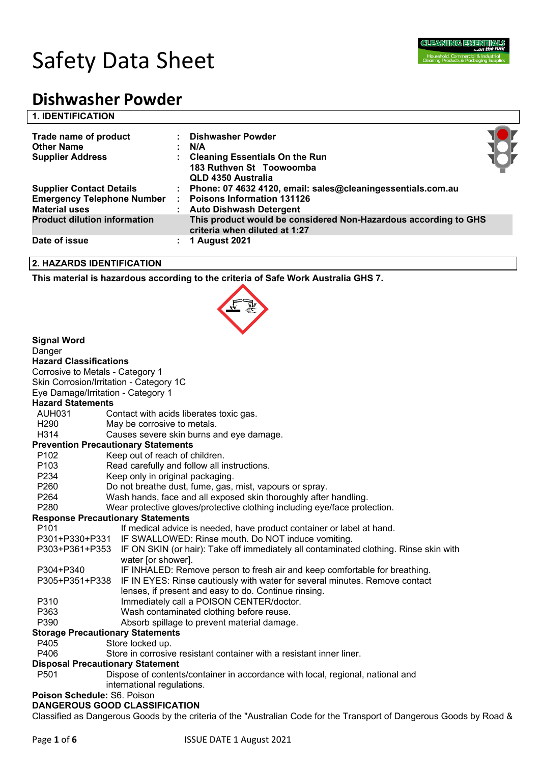# Safety Data Sheet

# Dishwasher Powder

## 1. IDENTIFICATION

| | | |
|---|---|---|
| **Trade name of product** | : | **Dishwasher Powder** |
| **Other Name** | : | **N/A** |
| **Supplier Address** | : | **Cleaning Essentials On the Run**<br>**183 Ruthven St Toowoomba**<br>**QLD 4350 Australia** |
| **Supplier Contact Details** | : | **Phone: 07 4632 4120, email: sales@cleaningessentials.com.au** |
| **Emergency Telephone Number** | : | **Poisons Information 131126** |
| **Material uses** | : | **Auto Dishwash Detergent** |
| **Product dilution information** | | **This product would be considered Non-Hazardous according to GHS criteria when diluted at 1:27** |
| **Date of issue** | : | **1 August 2021** |

## 2. HAZARDS IDENTIFICATION

**This material is hazardous according to the criteria of Safe Work Australia GHS 7.**

**Signal Word**

Danger

**Hazard Classifications**

Corrosive to Metals - Category 1
Skin Corrosion/Irritation - Category 1C
Eye Damage/Irritation - Category 1

**Hazard Statements**

| | |
|---|---|
| AUH031 | Contact with acids liberates toxic gas. |
| H290 | May be corrosive to metals. |
| H314 | Causes severe skin burns and eye damage. |

**Prevention Precautionary Statements**

| | |
|---|---|
| P102 | Keep out of reach of children. |
| P103 | Read carefully and follow all instructions. |
| P234 | Keep only in original packaging. |
| P260 | Do not breathe dust, fume, gas, mist, vapours or spray. |
| P264 | Wash hands, face and all exposed skin thoroughly after handling. |
| P280 | Wear protective gloves/protective clothing including eye/face protection. |

**Response Precautionary Statements**

| | |
|---|---|
| P101 | If medical advice is needed, have product container or label at hand. |
| P301+P330+P331 | IF SWALLOWED: Rinse mouth. Do NOT induce vomiting. |
| P303+P361+P353 | IF ON SKIN (or hair): Take off immediately all contaminated clothing. Rinse skin with water [or shower]. |
| P304+P340 | IF INHALED: Remove person to fresh air and keep comfortable for breathing. |
| P305+P351+P338 | IF IN EYES: Rinse cautiously with water for several minutes. Remove contact lenses, if present and easy to do. Continue rinsing. |
| P310 | Immediately call a POISON CENTER/doctor. |
| P363 | Wash contaminated clothing before reuse. |
| P390 | Absorb spillage to prevent material damage. |

**Storage Precautionary Statements**

| | |
|---|---|
| P405 | Store locked up. |
| P406 | Store in corrosive resistant container with a resistant inner liner. |

**Disposal Precautionary Statement**

| | |
|---|---|
| P501 | Dispose of contents/container in accordance with local, regional, national and international regulations. |

**Poison Schedule:** S6. Poison

**DANGEROUS GOOD CLASSIFICATION**

Classified as Dangerous Goods by the criteria of the "Australian Code for the Transport of Dangerous Goods by Road &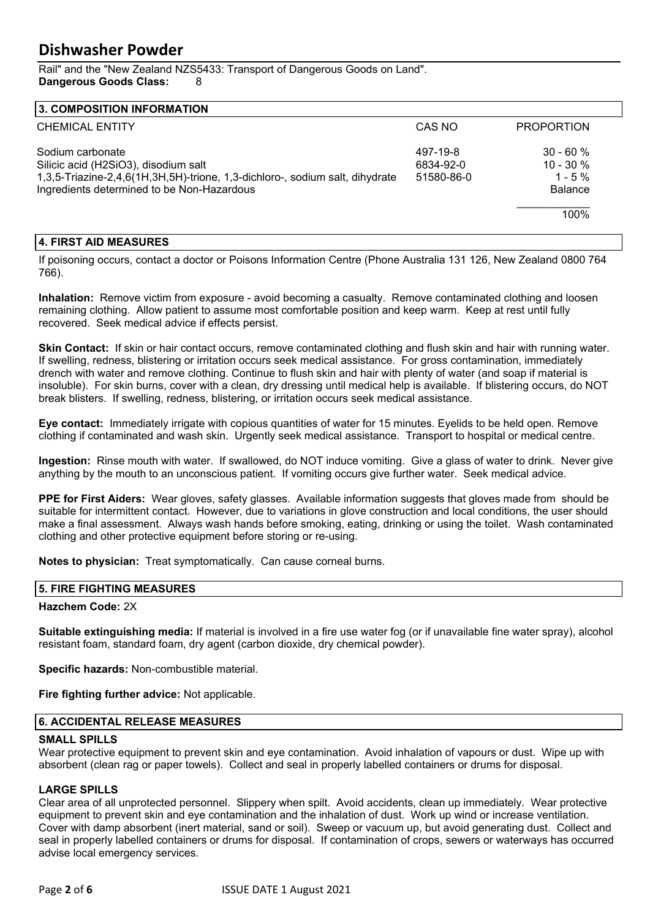Rail" and the "New Zealand NZS5433: Transport of Dangerous Goods on Land".
**Dangerous Goods Class:** 8

## 3. COMPOSITION INFORMATION

| CHEMICAL ENTITY | CAS NO | PROPORTION |
|---|---|---|
| Sodium carbonate | 497-19-8 | 30 - 60 % |
| Silicic acid ($H_2SiO_3$), disodium salt | 6834-92-0 | 10 - 30 % |
| 1,3,5-Triazine-2,4,6(1H,3H,5H)-trione, 1,3-dichloro-, sodium salt, dihydrate | 51580-86-0 | 1 - 5 % |
| Ingredients determined to be Non-Hazardous | | Balance |
| | | 100% |

## 4. FIRST AID MEASURES

If poisoning occurs, contact a doctor or Poisons Information Centre (Phone Australia 131 126, New Zealand 0800 764 766).

**Inhalation:** Remove victim from exposure - avoid becoming a casualty. Remove contaminated clothing and loosen remaining clothing. Allow patient to assume most comfortable position and keep warm. Keep at rest until fully recovered. Seek medical advice if effects persist.

**Skin Contact:** If skin or hair contact occurs, remove contaminated clothing and flush skin and hair with running water. If swelling, redness, blistering or irritation occurs seek medical assistance. For gross contamination, immediately drench with water and remove clothing. Continue to flush skin and hair with plenty of water (and soap if material is insoluble). For skin burns, cover with a clean, dry dressing until medical help is available. If blistering occurs, do NOT break blisters. If swelling, redness, blistering, or irritation occurs seek medical assistance.

**Eye contact:** Immediately irrigate with copious quantities of water for 15 minutes. Eyelids to be held open. Remove clothing if contaminated and wash skin. Urgently seek medical assistance. Transport to hospital or medical centre.

**Ingestion:** Rinse mouth with water. If swallowed, do NOT induce vomiting. Give a glass of water to drink. Never give anything by the mouth to an unconscious patient. If vomiting occurs give further water. Seek medical advice.

**PPE for First Aiders:** Wear gloves, safety glasses. Available information suggests that gloves made from should be suitable for intermittent contact. However, due to variations in glove construction and local conditions, the user should make a final assessment. Always wash hands before smoking, eating, drinking or using the toilet. Wash contaminated clothing and other protective equipment before storing or re-using.

**Notes to physician:** Treat symptomatically. Can cause corneal burns.

## 5. FIRE FIGHTING MEASURES

**Hazchem Code:** 2X

**Suitable extinguishing media:** If material is involved in a fire use water fog (or if unavailable fine water spray), alcohol resistant foam, standard foam, dry agent (carbon dioxide, dry chemical powder).

**Specific hazards:** Non-combustible material.

**Fire fighting further advice:** Not applicable.

## 6. ACCIDENTAL RELEASE MEASURES

### SMALL SPILLS

Wear protective equipment to prevent skin and eye contamination. Avoid inhalation of vapours or dust. Wipe up with absorbent (clean rag or paper towels). Collect and seal in properly labelled containers or drums for disposal.

### LARGE SPILLS

Clear area of all unprotected personnel. Slippery when spilt. Avoid accidents, clean up immediately. Wear protective equipment to prevent skin and eye contamination and the inhalation of dust. Work up wind or increase ventilation. Cover with damp absorbent (inert material, sand or soil). Sweep or vacuum up, but avoid generating dust. Collect and seal in properly labelled containers or drums for disposal. If contamination of crops, sewers or waterways has occurred advise local emergency services.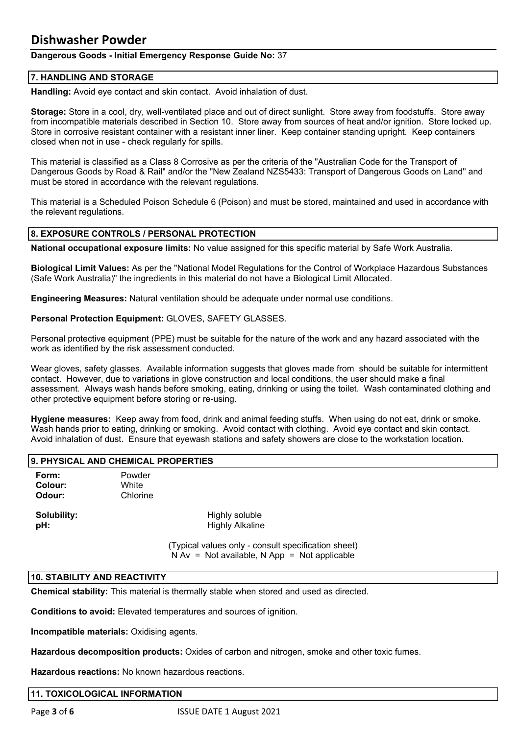**Dangerous Goods - Initial Emergency Response Guide No:** 37

## 7. HANDLING AND STORAGE

**Handling:** Avoid eye contact and skin contact. Avoid inhalation of dust.

**Storage:** Store in a cool, dry, well-ventilated place and out of direct sunlight. Store away from foodstuffs. Store away from incompatible materials described in Section 10. Store away from sources of heat and/or ignition. Store locked up. Store in corrosive resistant container with a resistant inner liner. Keep container standing upright. Keep containers closed when not in use - check regularly for spills.

This material is classified as a Class 8 Corrosive as per the criteria of the "Australian Code for the Transport of Dangerous Goods by Road & Rail" and/or the "New Zealand NZS5433: Transport of Dangerous Goods on Land" and must be stored in accordance with the relevant regulations.

This material is a Scheduled Poison Schedule 6 (Poison) and must be stored, maintained and used in accordance with the relevant regulations.

## 8. EXPOSURE CONTROLS / PERSONAL PROTECTION

**National occupational exposure limits:** No value assigned for this specific material by Safe Work Australia.

**Biological Limit Values:** As per the "National Model Regulations for the Control of Workplace Hazardous Substances (Safe Work Australia)" the ingredients in this material do not have a Biological Limit Allocated.

**Engineering Measures:** Natural ventilation should be adequate under normal use conditions.

**Personal Protection Equipment:** GLOVES, SAFETY GLASSES.

Personal protective equipment (PPE) must be suitable for the nature of the work and any hazard associated with the work as identified by the risk assessment conducted.

Wear gloves, safety glasses. Available information suggests that gloves made from should be suitable for intermittent contact. However, due to variations in glove construction and local conditions, the user should make a final assessment. Always wash hands before smoking, eating, drinking or using the toilet. Wash contaminated clothing and other protective equipment before storing or re-using.

**Hygiene measures:** Keep away from food, drink and animal feeding stuffs. When using do not eat, drink or smoke. Wash hands prior to eating, drinking or smoking. Avoid contact with clothing. Avoid eye contact and skin contact. Avoid inhalation of dust. Ensure that eyewash stations and safety showers are close to the workstation location.

## 9. PHYSICAL AND CHEMICAL PROPERTIES

**Form:** Powder
**Colour:** White
**Odour:** Chlorine

**Solubility:** Highly soluble
**pH:** Highly Alkaline

(Typical values only - consult specification sheet)
N Av = Not available, N App = Not applicable

## 10. STABILITY AND REACTIVITY

**Chemical stability:** This material is thermally stable when stored and used as directed.

**Conditions to avoid:** Elevated temperatures and sources of ignition.

**Incompatible materials:** Oxidising agents.

**Hazardous decomposition products:** Oxides of carbon and nitrogen, smoke and other toxic fumes.

**Hazardous reactions:** No known hazardous reactions.

## 11. TOXICOLOGICAL INFORMATION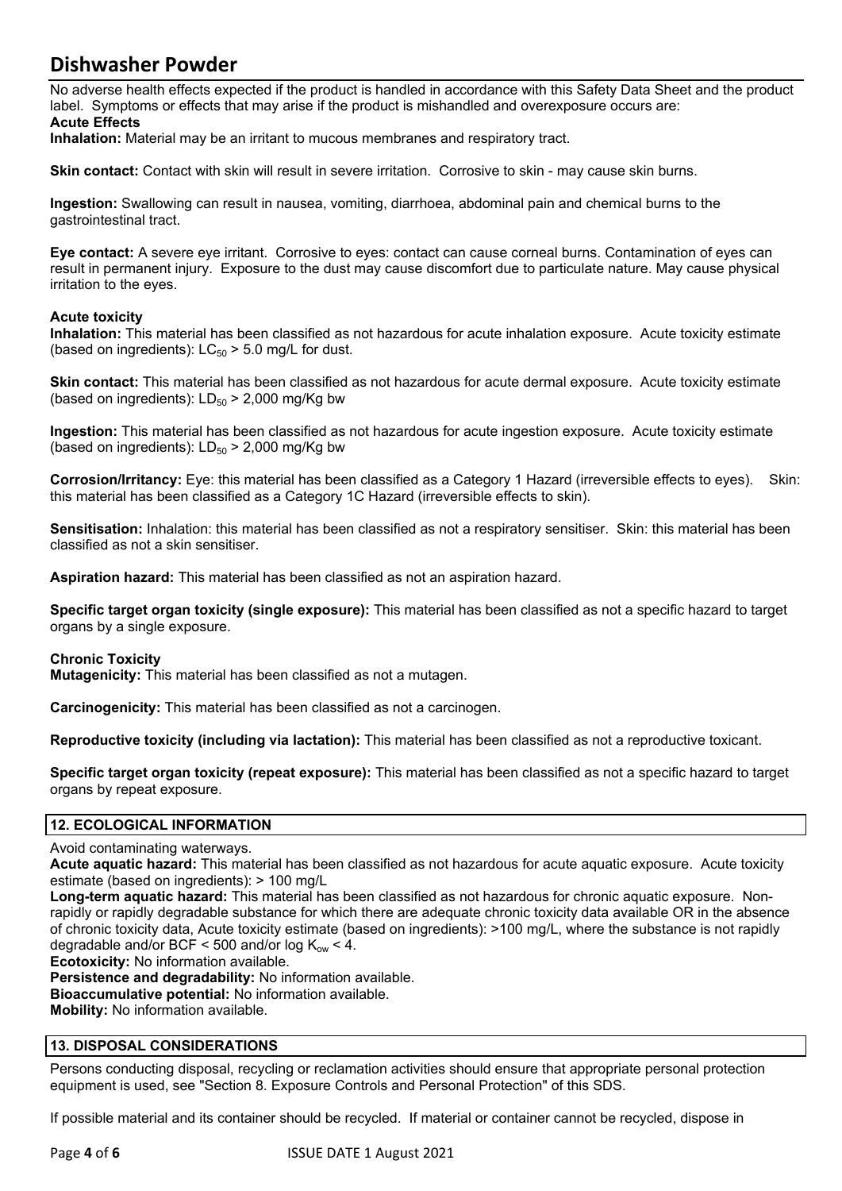No adverse health effects expected if the product is handled in accordance with this Safety Data Sheet and the product label. Symptoms or effects that may arise if the product is mishandled and overexposure occurs are:

**Acute Effects**

**Inhalation:** Material may be an irritant to mucous membranes and respiratory tract.

**Skin contact:** Contact with skin will result in severe irritation. Corrosive to skin - may cause skin burns.

**Ingestion:** Swallowing can result in nausea, vomiting, diarrhoea, abdominal pain and chemical burns to the gastrointestinal tract.

**Eye contact:** A severe eye irritant. Corrosive to eyes: contact can cause corneal burns. Contamination of eyes can result in permanent injury. Exposure to the dust may cause discomfort due to particulate nature. May cause physical irritation to the eyes.

**Acute toxicity**

**Inhalation:** This material has been classified as not hazardous for acute inhalation exposure. Acute toxicity estimate (based on ingredients): $LC_{50}$ > 5.0 mg/L for dust.

**Skin contact:** This material has been classified as not hazardous for acute dermal exposure. Acute toxicity estimate (based on ingredients): $LD_{50}$ > 2,000 mg/Kg bw

**Ingestion:** This material has been classified as not hazardous for acute ingestion exposure. Acute toxicity estimate (based on ingredients): $LD_{50}$ > 2,000 mg/Kg bw

**Corrosion/Irritancy:** Eye: this material has been classified as a Category 1 Hazard (irreversible effects to eyes). Skin: this material has been classified as a Category 1C Hazard (irreversible effects to skin).

**Sensitisation:** Inhalation: this material has been classified as not a respiratory sensitiser. Skin: this material has been classified as not a skin sensitiser.

**Aspiration hazard:** This material has been classified as not an aspiration hazard.

**Specific target organ toxicity (single exposure):** This material has been classified as not a specific hazard to target organs by a single exposure.

**Chronic Toxicity**

**Mutagenicity:** This material has been classified as not a mutagen.

**Carcinogenicity:** This material has been classified as not a carcinogen.

**Reproductive toxicity (including via lactation):** This material has been classified as not a reproductive toxicant.

**Specific target organ toxicity (repeat exposure):** This material has been classified as not a specific hazard to target organs by repeat exposure.

## 12. ECOLOGICAL INFORMATION

Avoid contaminating waterways.

**Acute aquatic hazard:** This material has been classified as not hazardous for acute aquatic exposure. Acute toxicity estimate (based on ingredients): > 100 mg/L

**Long-term aquatic hazard:** This material has been classified as not hazardous for chronic aquatic exposure. Non-rapidly or rapidly degradable substance for which there are adequate chronic toxicity data available OR in the absence of chronic toxicity data, Acute toxicity estimate (based on ingredients): >100 mg/L, where the substance is not rapidly degradable and/or BCF < 500 and/or log $K_{ow}$ < 4.

**Ecotoxicity:** No information available.

**Persistence and degradability:** No information available.

**Bioaccumulative potential:** No information available.

**Mobility:** No information available.

## 13. DISPOSAL CONSIDERATIONS

Persons conducting disposal, recycling or reclamation activities should ensure that appropriate personal protection equipment is used, see "Section 8. Exposure Controls and Personal Protection" of this SDS.

If possible material and its container should be recycled. If material or container cannot be recycled, dispose in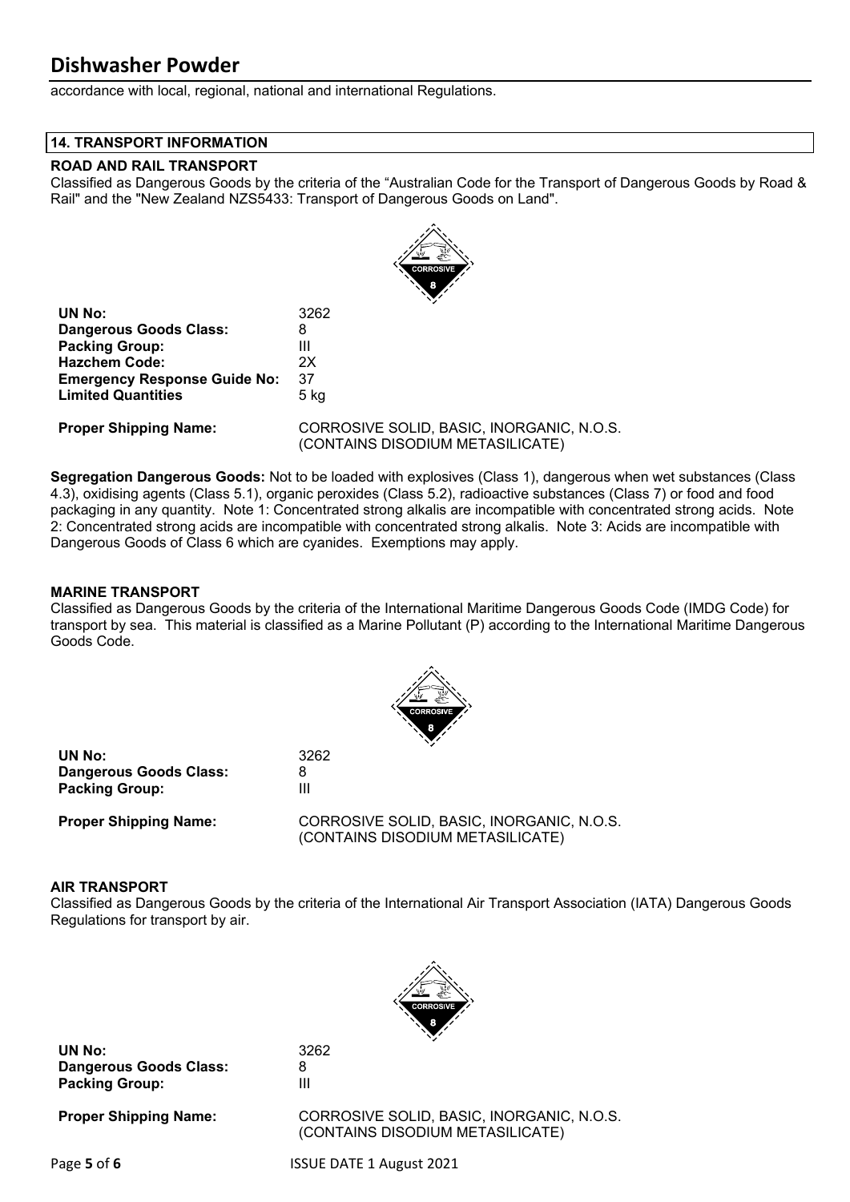accordance with local, regional, national and international Regulations.

## 14. TRANSPORT INFORMATION

### ROAD AND RAIL TRANSPORT

Classified as Dangerous Goods by the criteria of the "Australian Code for the Transport of Dangerous Goods by Road & Rail" and the "New Zealand NZS5433: Transport of Dangerous Goods on Land".

| | |
|---|---|
| **UN No:** | 3262 |
| **Dangerous Goods Class:** | 8 |
| **Packing Group:** | III |
| **Hazchem Code:** | 2X |
| **Emergency Response Guide No:** | 37 |
| **Limited Quantities** | 5 kg |
| **Proper Shipping Name:** | CORROSIVE SOLID, BASIC, INORGANIC, N.O.S. (CONTAINS DISODIUM METASILICATE) |

**Segregation Dangerous Goods:** Not to be loaded with explosives (Class 1), dangerous when wet substances (Class 4.3), oxidising agents (Class 5.1), organic peroxides (Class 5.2), radioactive substances (Class 7) or food and food packaging in any quantity. Note 1: Concentrated strong alkalis are incompatible with concentrated strong acids. Note 2: Concentrated strong acids are incompatible with concentrated strong alkalis. Note 3: Acids are incompatible with Dangerous Goods of Class 6 which are cyanides. Exemptions may apply.

### MARINE TRANSPORT

Classified as Dangerous Goods by the criteria of the International Maritime Dangerous Goods Code (IMDG Code) for transport by sea. This material is classified as a Marine Pollutant (P) according to the International Maritime Dangerous Goods Code.

| | |
|---|---|
| **UN No:** | 3262 |
| **Dangerous Goods Class:** | 8 |
| **Packing Group:** | III |
| **Proper Shipping Name:** | CORROSIVE SOLID, BASIC, INORGANIC, N.O.S. (CONTAINS DISODIUM METASILICATE) |

### AIR TRANSPORT

Classified as Dangerous Goods by the criteria of the International Air Transport Association (IATA) Dangerous Goods Regulations for transport by air.

| | |
|---|---|
| **UN No:** | 3262 |
| **Dangerous Goods Class:** | 8 |
| **Packing Group:** | III |
| **Proper Shipping Name:** | CORROSIVE SOLID, BASIC, INORGANIC, N.O.S. (CONTAINS DISODIUM METASILICATE) |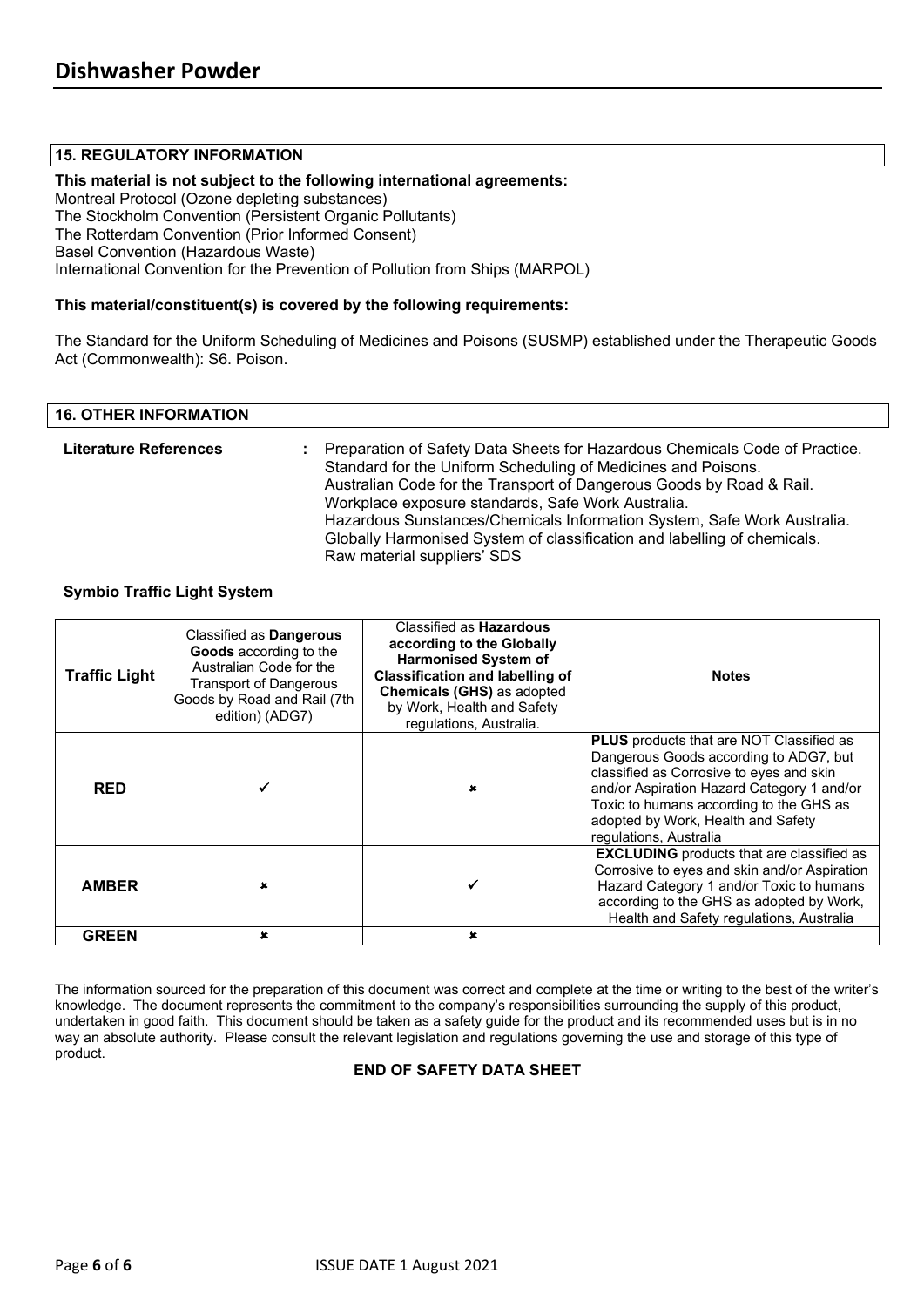## 15. REGULATORY INFORMATION

**This material is not subject to the following international agreements:**
Montreal Protocol (Ozone depleting substances)
The Stockholm Convention (Persistent Organic Pollutants)
The Rotterdam Convention (Prior Informed Consent)
Basel Convention (Hazardous Waste)
International Convention for the Prevention of Pollution from Ships (MARPOL)

**This material/constituent(s) is covered by the following requirements:**

The Standard for the Uniform Scheduling of Medicines and Poisons (SUSMP) established under the Therapeutic Goods Act (Commonwealth): S6. Poison.

## 16. OTHER INFORMATION

**Literature References** : Preparation of Safety Data Sheets for Hazardous Chemicals Code of Practice.
Standard for the Uniform Scheduling of Medicines and Poisons.
Australian Code for the Transport of Dangerous Goods by Road & Rail.
Workplace exposure standards, Safe Work Australia.
Hazardous Sunstances/Chemicals Information System, Safe Work Australia.
Globally Harmonised System of classification and labelling of chemicals.
Raw material suppliers' SDS

**Symbio Traffic Light System**

| Traffic Light | Classified as **Dangerous Goods** according to the Australian Code for the Transport of Dangerous Goods by Road and Rail (7th edition) (ADG7) | Classified as **Hazardous according to the Globally Harmonised System of Classification and labelling of Chemicals (GHS)** as adopted by Work, Health and Safety regulations, Australia. | Notes |
|---|---|---|---|
| **RED** | ✓ | ✗ | **PLUS** products that are NOT Classified as Dangerous Goods according to ADG7, but classified as Corrosive to eyes and skin and/or Aspiration Hazard Category 1 and/or Toxic to humans according to the GHS as adopted by Work, Health and Safety regulations, Australia |
| **AMBER** | ✗ | ✓ | **EXCLUDING** products that are classified as Corrosive to eyes and skin and/or Aspiration Hazard Category 1 and/or Toxic to humans according to the GHS as adopted by Work, Health and Safety regulations, Australia |
| **GREEN** | ✗ | ✗ | |

The information sourced for the preparation of this document was correct and complete at the time or writing to the best of the writer's knowledge. The document represents the commitment to the company's responsibilities surrounding the supply of this product, undertaken in good faith. This document should be taken as a safety guide for the product and its recommended uses but is in no way an absolute authority. Please consult the relevant legislation and regulations governing the use and storage of this type of product.

**END OF SAFETY DATA SHEET**